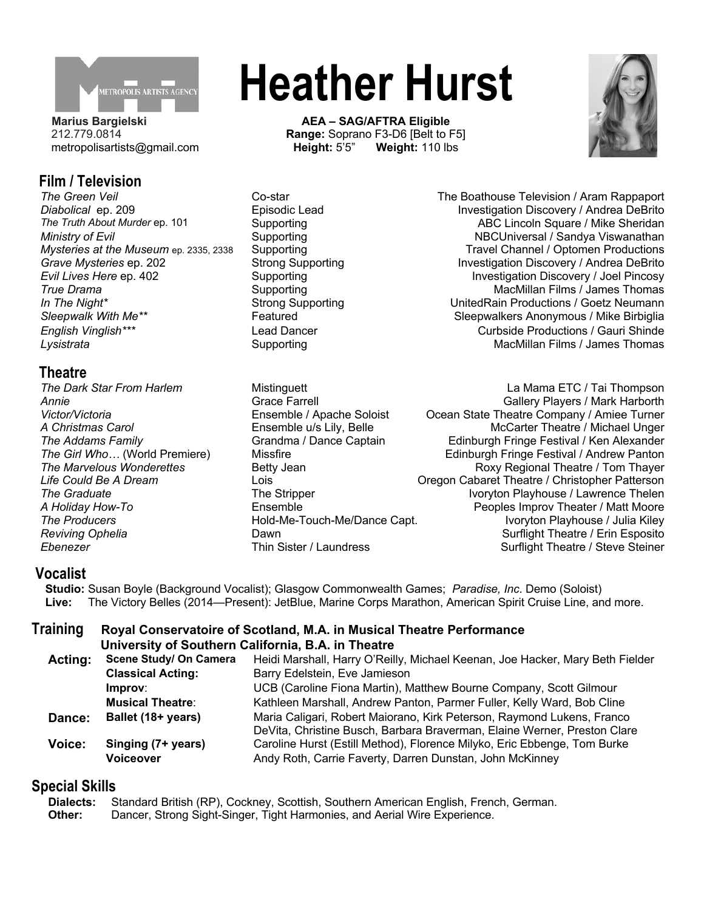METROPOLIS ARTISTS AGENCY

**Marius Bargielski**
212.779.0814
metropolisartists@gmail.com

# Heather Hurst

**AEA – SAG/AFTRA Eligible**
**Range:** Soprano F3-D6 [Belt to F5]
**Height:** 5'5" **Weight:** 110 lbs

## Film / Television

| | | |
|---|---|---|
| *The Green Veil* | Co-star | The Boathouse Television / Aram Rappaport |
| *Diabolical* ep. 209 | Episodic Lead | Investigation Discovery / Andrea DeBrito |
| *The Truth About Murder* ep. 101 | Supporting | ABC Lincoln Square / Mike Sheridan |
| *Ministry of Evil* | Supporting | NBCUniversal / Sandya Viswanathan |
| *Mysteries at the Museum* ep. 2335, 2338 | Supporting | Travel Channel / Optomen Productions |
| *Grave Mysteries* ep. 202 | Strong Supporting | Investigation Discovery / Andrea DeBrito |
| *Evil Lives Here* ep. 402 | Supporting | Investigation Discovery / Joel Pincosy |
| *True Drama* | Supporting | MacMillan Films / James Thomas |
| *In The Night** | Strong Supporting | UnitedRain Productions / Goetz Neumann |
| *Sleepwalk With Me*** | Featured | Sleepwalkers Anonymous / Mike Birbiglia |
| *English Vinglish**** | Lead Dancer | Curbside Productions / Gauri Shinde |
| *Lysistrata* | Supporting | MacMillan Films / James Thomas |

## Theatre

| | | |
|---|---|---|
| *The Dark Star From Harlem* | Mistinguett | La Mama ETC / Tai Thompson |
| *Annie* | Grace Farrell | Gallery Players / Mark Harborth |
| *Victor/Victoria* | Ensemble / Apache Soloist | Ocean State Theatre Company / Amiee Turner |
| *A Christmas Carol* | Ensemble u/s Lily, Belle | McCarter Theatre / Michael Unger |
| *The Addams Family* | Grandma / Dance Captain | Edinburgh Fringe Festival / Ken Alexander |
| *The Girl Who…* (World Premiere) | Missfire | Edinburgh Fringe Festival / Andrew Panton |
| *The Marvelous Wonderettes* | Betty Jean | Roxy Regional Theatre / Tom Thayer |
| *Life Could Be A Dream* | Lois | Oregon Cabaret Theatre / Christopher Patterson |
| *The Graduate* | The Stripper | Ivoryton Playhouse / Lawrence Thelen |
| *A Holiday How-To* | Ensemble | Peoples Improv Theater / Matt Moore |
| *The Producers* | Hold-Me-Touch-Me/Dance Capt. | Ivoryton Playhouse / Julia Kiley |
| *Reviving Ophelia* | Dawn | Surflight Theatre / Erin Esposito |
| *Ebenezer* | Thin Sister / Laundress | Surflight Theatre / Steve Steiner |

## Vocalist

**Studio:** Susan Boyle (Background Vocalist); Glasgow Commonwealth Games; *Paradise, Inc*. Demo (Soloist)
**Live:** The Victory Belles (2014—Present): JetBlue, Marine Corps Marathon, American Spirit Cruise Line, and more.

## Training

**Royal Conservatoire of Scotland, M.A. in Musical Theatre Performance**
**University of Southern California, B.A. in Theatre**

| | | |
|---|---|---|
| **Acting:** | **Scene Study/ On Camera** | Heidi Marshall, Harry O'Reilly, Michael Keenan, Joe Hacker, Mary Beth Fielder |
| | **Classical Acting:** | Barry Edelstein, Eve Jamieson |
| | **Improv**: | UCB (Caroline Fiona Martin), Matthew Bourne Company, Scott Gilmour |
| | **Musical Theatre**: | Kathleen Marshall, Andrew Panton, Parmer Fuller, Kelly Ward, Bob Cline |
| **Dance:** | **Ballet (18+ years)** | Maria Caligari, Robert Maiorano, Kirk Peterson, Raymond Lukens, Franco DeVita, Christine Busch, Barbara Braverman, Elaine Werner, Preston Clare |
| **Voice:** | **Singing (7+ years)** | Caroline Hurst (Estill Method), Florence Milyko, Eric Ebbenge, Tom Burke |
| | **Voiceover** | Andy Roth, Carrie Faverty, Darren Dunstan, John McKinney |

## Special Skills

**Dialects:** Standard British (RP), Cockney, Scottish, Southern American English, French, German.
**Other:** Dancer, Strong Sight-Singer, Tight Harmonies, and Aerial Wire Experience.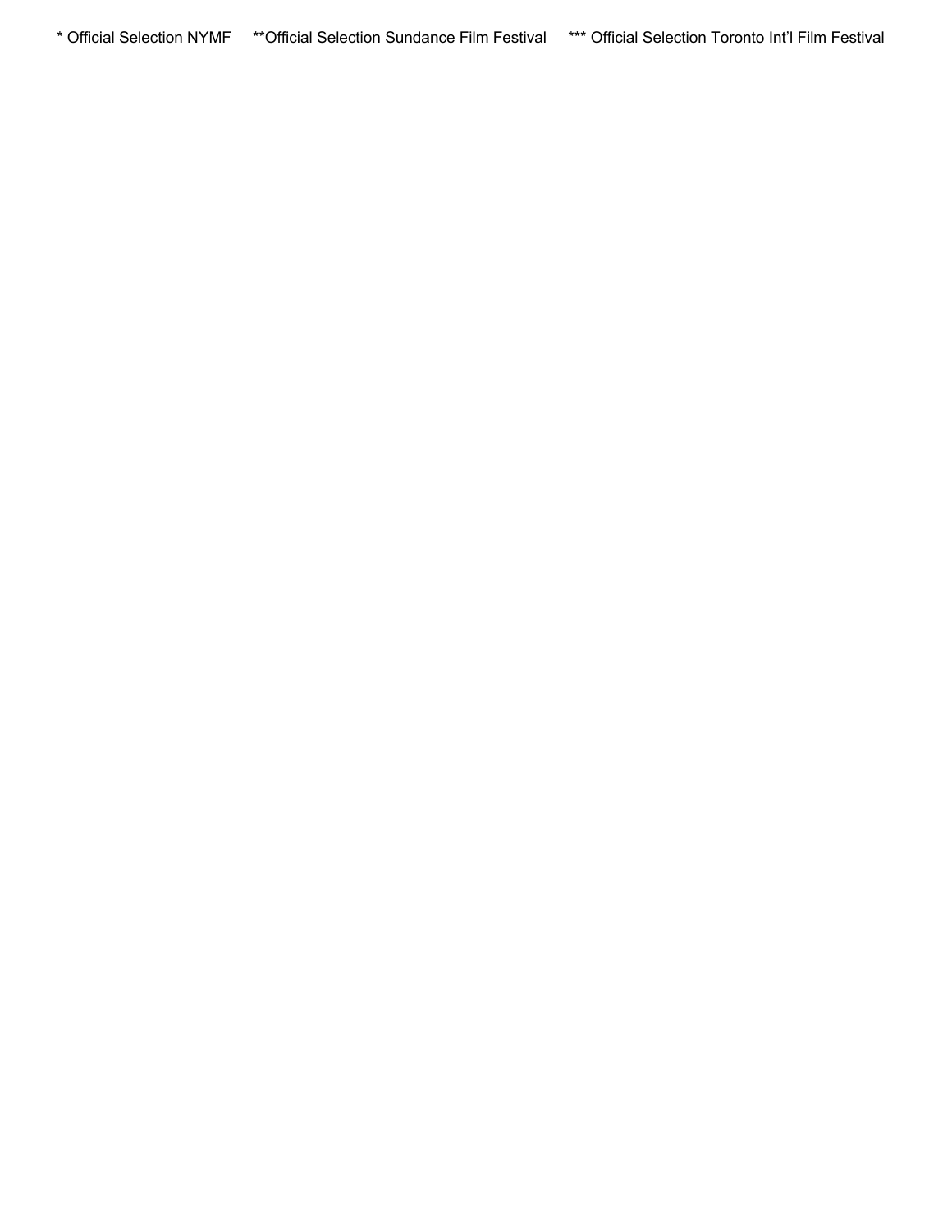* Official Selection NYMF **Official Selection Sundance Film Festival *** Official Selection Toronto Int'l Film Festival